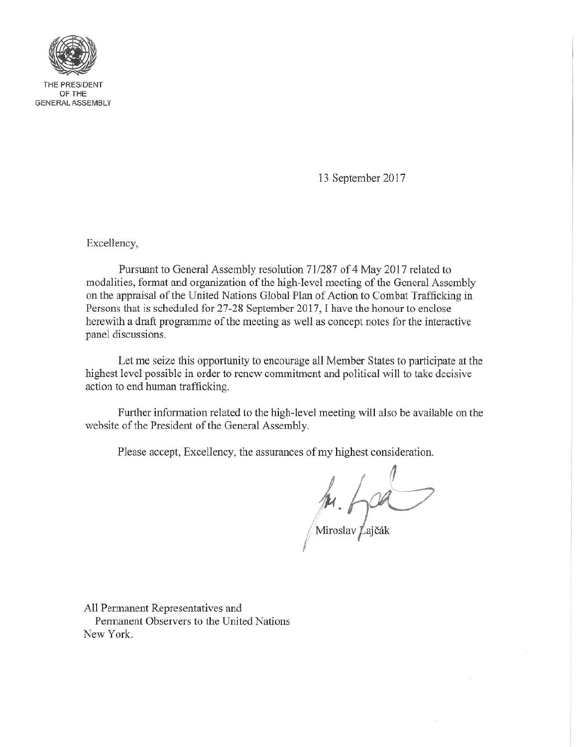THE PRESIDENT
OF THE
GENERAL ASSEMBLY

13 September 2017

Excellency,

Pursuant to General Assembly resolution 71/287 of 4 May 2017 related to modalities, format and organization of the high-level meeting of the General Assembly on the appraisal of the United Nations Global Plan of Action to Combat Trafficking in Persons that is scheduled for 27-28 September 2017, I have the honour to enclose herewith a draft programme of the meeting as well as concept notes for the interactive panel discussions.

Let me seize this opportunity to encourage all Member States to participate at the highest level possible in order to renew commitment and political will to take decisive action to end human trafficking.

Further information related to the high-level meeting will also be available on the website of the President of the General Assembly.

Please accept, Excellency, the assurances of my highest consideration.

Miroslav Lajčák

All Permanent Representatives and
Permanent Observers to the United Nations
New York.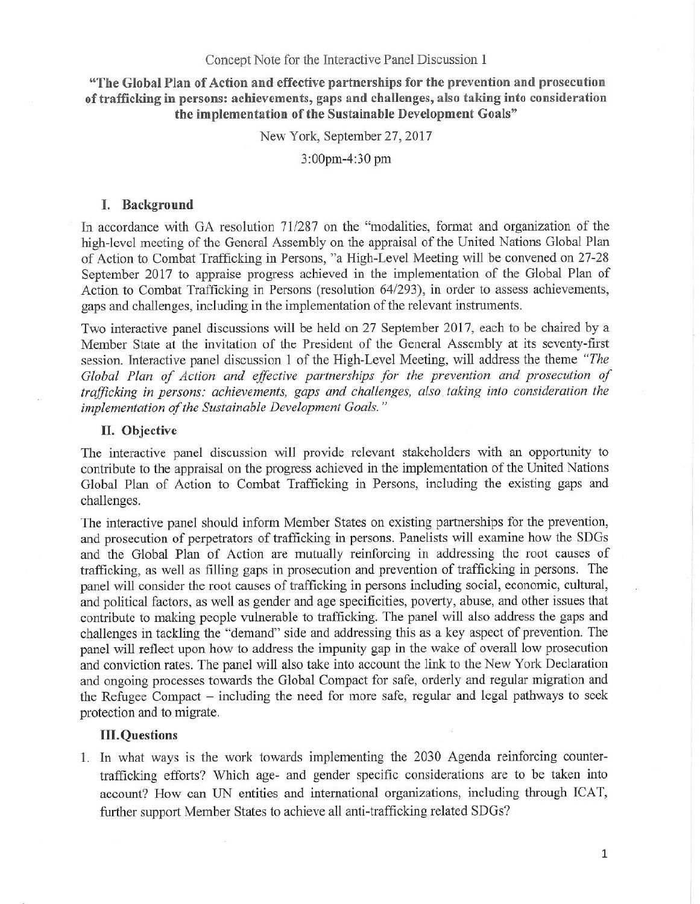Concept Note for the Interactive Panel Discussion 1

# "The Global Plan of Action and effective partnerships for the prevention and prosecution of trafficking in persons: achievements, gaps and challenges, also taking into consideration the implementation of the Sustainable Development Goals"

New York, September 27, 2017

3:00pm-4:30 pm

## I. Background

In accordance with GA resolution 71/287 on the "modalities, format and organization of the high-level meeting of the General Assembly on the appraisal of the United Nations Global Plan of Action to Combat Trafficking in Persons, "a High-Level Meeting will be convened on 27-28 September 2017 to appraise progress achieved in the implementation of the Global Plan of Action to Combat Trafficking in Persons (resolution 64/293), in order to assess achievements, gaps and challenges, including in the implementation of the relevant instruments.

Two interactive panel discussions will be held on 27 September 2017, each to be chaired by a Member State at the invitation of the President of the General Assembly at its seventy-first session. Interactive panel discussion 1 of the High-Level Meeting, will address the theme *"The Global Plan of Action and effective partnerships for the prevention and prosecution of trafficking in persons: achievements, gaps and challenges, also taking into consideration the implementation of the Sustainable Development Goals."*

## II. Objective

The interactive panel discussion will provide relevant stakeholders with an opportunity to contribute to the appraisal on the progress achieved in the implementation of the United Nations Global Plan of Action to Combat Trafficking in Persons, including the existing gaps and challenges.

The interactive panel should inform Member States on existing partnerships for the prevention, and prosecution of perpetrators of trafficking in persons. Panelists will examine how the SDGs and the Global Plan of Action are mutually reinforcing in addressing the root causes of trafficking, as well as filling gaps in prosecution and prevention of trafficking in persons. The panel will consider the root causes of trafficking in persons including social, economic, cultural, and political factors, as well as gender and age specificities, poverty, abuse, and other issues that contribute to making people vulnerable to trafficking. The panel will also address the gaps and challenges in tackling the "demand" side and addressing this as a key aspect of prevention. The panel will reflect upon how to address the impunity gap in the wake of overall low prosecution and conviction rates. The panel will also take into account the link to the New York Declaration and ongoing processes towards the Global Compact for safe, orderly and regular migration and the Refugee Compact – including the need for more safe, regular and legal pathways to seek protection and to migrate.

## III. Questions

1. In what ways is the work towards implementing the 2030 Agenda reinforcing counter-trafficking efforts? Which age- and gender specific considerations are to be taken into account? How can UN entities and international organizations, including through ICAT, further support Member States to achieve all anti-trafficking related SDGs?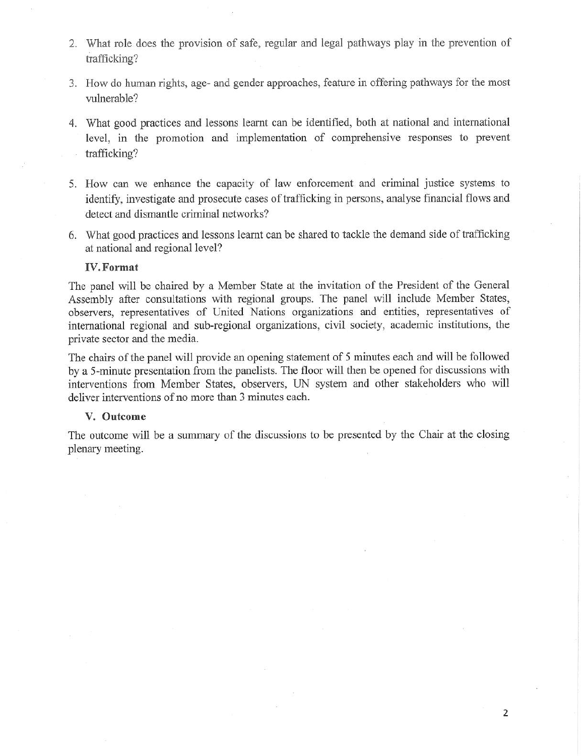2. What role does the provision of safe, regular and legal pathways play in the prevention of trafficking?

3. How do human rights, age- and gender approaches, feature in offering pathways for the most vulnerable?

4. What good practices and lessons learnt can be identified, both at national and international level, in the promotion and implementation of comprehensive responses to prevent trafficking?

5. How can we enhance the capacity of law enforcement and criminal justice systems to identify, investigate and prosecute cases of trafficking in persons, analyse financial flows and detect and dismantle criminal networks?

6. What good practices and lessons learnt can be shared to tackle the demand side of trafficking at national and regional level?

### IV. Format

The panel will be chaired by a Member State at the invitation of the President of the General Assembly after consultations with regional groups. The panel will include Member States, observers, representatives of United Nations organizations and entities, representatives of international regional and sub-regional organizations, civil society, academic institutions, the private sector and the media.

The chairs of the panel will provide an opening statement of 5 minutes each and will be followed by a 5-minute presentation from the panelists. The floor will then be opened for discussions with interventions from Member States, observers, UN system and other stakeholders who will deliver interventions of no more than 3 minutes each.

### V. Outcome

The outcome will be a summary of the discussions to be presented by the Chair at the closing plenary meeting.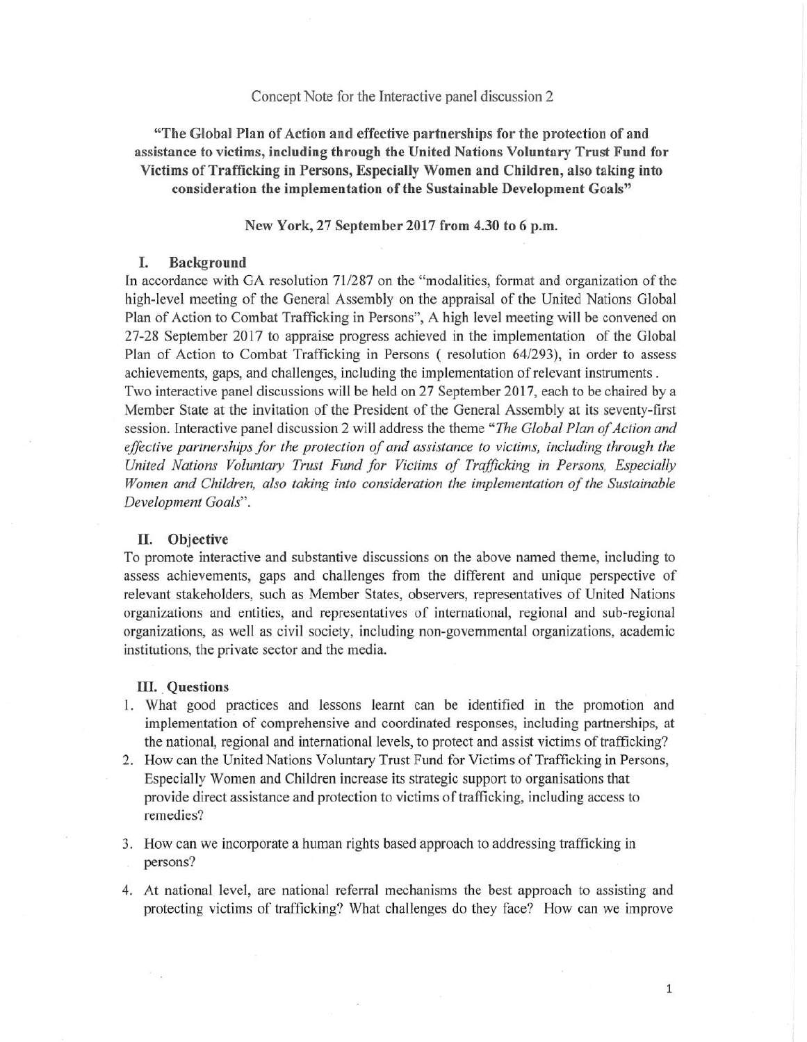Concept Note for the Interactive panel discussion 2

**"The Global Plan of Action and effective partnerships for the protection of and assistance to victims, including through the United Nations Voluntary Trust Fund for Victims of Trafficking in Persons, Especially Women and Children, also taking into consideration the implementation of the Sustainable Development Goals"**

**New York, 27 September 2017 from 4.30 to 6 p.m.**

## I. Background

In accordance with GA resolution 71/287 on the "modalities, format and organization of the high-level meeting of the General Assembly on the appraisal of the United Nations Global Plan of Action to Combat Trafficking in Persons", A high level meeting will be convened on 27-28 September 2017 to appraise progress achieved in the implementation of the Global Plan of Action to Combat Trafficking in Persons ( resolution 64/293), in order to assess achievements, gaps, and challenges, including the implementation of relevant instruments .

Two interactive panel discussions will be held on 27 September 2017, each to be chaired by a Member State at the invitation of the President of the General Assembly at its seventy-first session. Interactive panel discussion 2 will address the theme "*The Global Plan of Action and effective partnerships for the protection of and assistance to victims, including through the United Nations Voluntary Trust Fund for Victims of Trafficking in Persons, Especially Women and Children, also taking into consideration the implementation of the Sustainable Development Goals*".

## II. Objective

To promote interactive and substantive discussions on the above named theme, including to assess achievements, gaps and challenges from the different and unique perspective of relevant stakeholders, such as Member States, observers, representatives of United Nations organizations and entities, and representatives of international, regional and sub-regional organizations, as well as civil society, including non-governmental organizations, academic institutions, the private sector and the media.

## III. Questions

1. What good practices and lessons learnt can be identified in the promotion and implementation of comprehensive and coordinated responses, including partnerships, at the national, regional and international levels, to protect and assist victims of trafficking?
2. How can the United Nations Voluntary Trust Fund for Victims of Trafficking in Persons, Especially Women and Children increase its strategic support to organisations that provide direct assistance and protection to victims of trafficking, including access to remedies?
3. How can we incorporate a human rights based approach to addressing trafficking in persons?
4. At national level, are national referral mechanisms the best approach to assisting and protecting victims of trafficking? What challenges do they face? How can we improve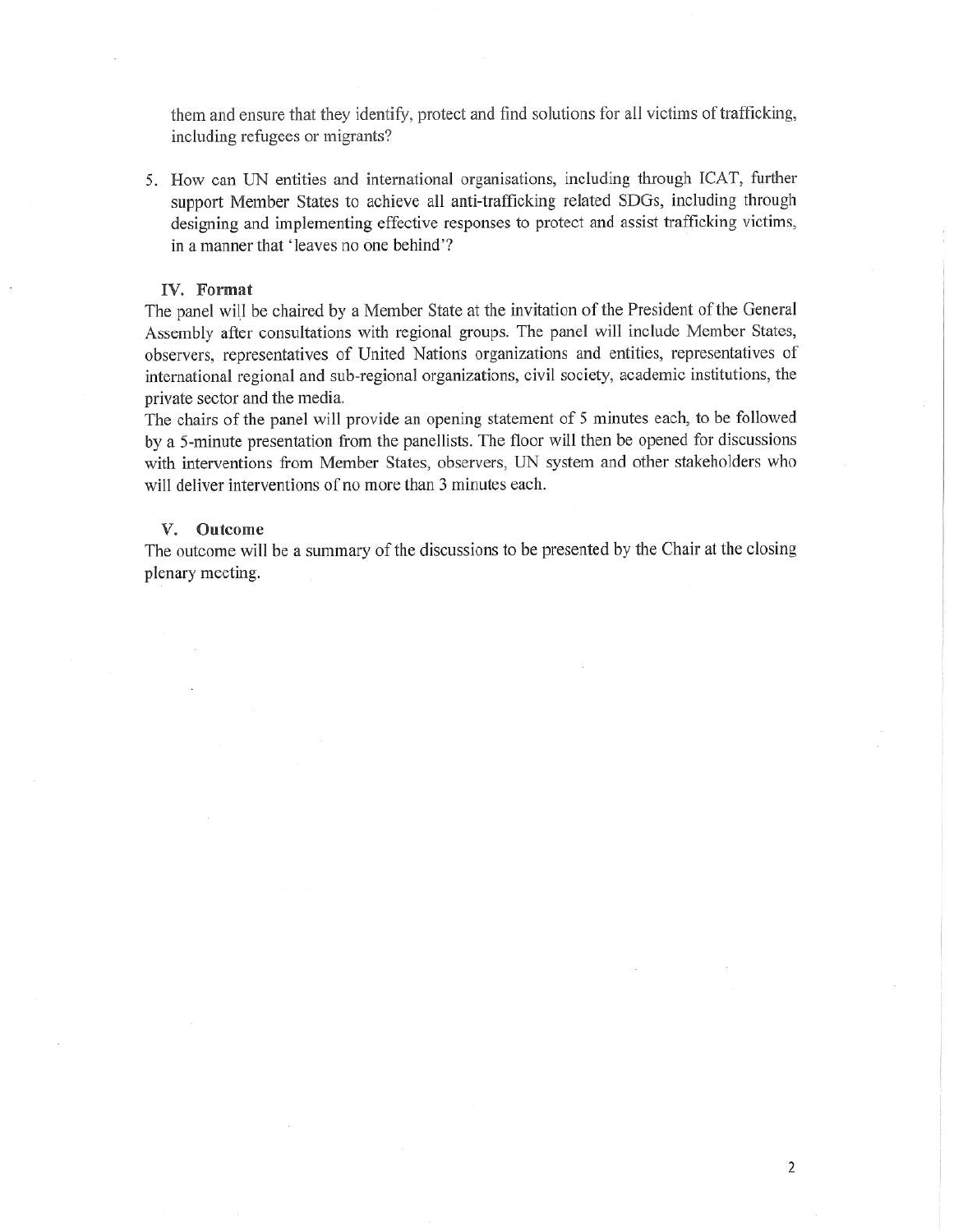them and ensure that they identify, protect and find solutions for all victims of trafficking, including refugees or migrants?

5. How can UN entities and international organisations, including through ICAT, further support Member States to achieve all anti-trafficking related SDGs, including through designing and implementing effective responses to protect and assist trafficking victims, in a manner that 'leaves no one behind'?

## IV. Format

The panel will be chaired by a Member State at the invitation of the President of the General Assembly after consultations with regional groups. The panel will include Member States, observers, representatives of United Nations organizations and entities, representatives of international regional and sub-regional organizations, civil society, academic institutions, the private sector and the media.

The chairs of the panel will provide an opening statement of 5 minutes each, to be followed by a 5-minute presentation from the panellists. The floor will then be opened for discussions with interventions from Member States, observers, UN system and other stakeholders who will deliver interventions of no more than 3 minutes each.

## V. Outcome

The outcome will be a summary of the discussions to be presented by the Chair at the closing plenary meeting.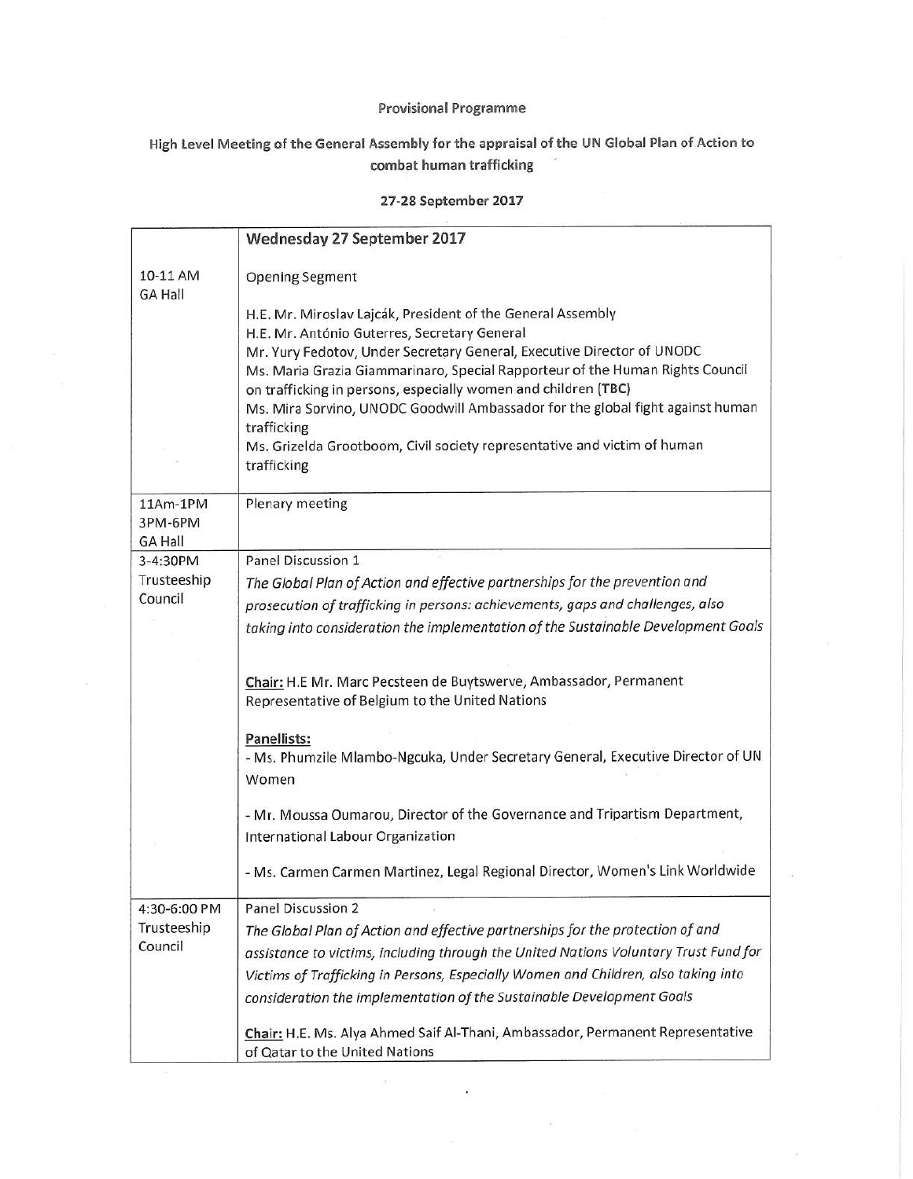Provisional Programme

High Level Meeting of the General Assembly for the appraisal of the UN Global Plan of Action to combat human trafficking

**27-28 September 2017**

| | **Wednesday 27 September 2017** |
|---|---|
| 10-11 AM<br>GA Hall | Opening Segment<br><br>H.E. Mr. Miroslav Lajcák, President of the General Assembly<br>H.E. Mr. António Guterres, Secretary General<br>Mr. Yury Fedotov, Under Secretary General, Executive Director of UNODC<br>Ms. Maria Grazia Giammarinaro, Special Rapporteur of the Human Rights Council on trafficking in persons, especially women and children (**TBC**)<br>Ms. Mira Sorvino, UNODC Goodwill Ambassador for the global fight against human trafficking<br>Ms. Grizelda Grootboom, Civil society representative and victim of human trafficking |
| 11Am-1PM<br>3PM-6PM<br>GA Hall | Plenary meeting |
| 3-4:30PM<br>Trusteeship Council | Panel Discussion 1<br>*The Global Plan of Action and effective partnerships for the prevention and prosecution of trafficking in persons: achievements, gaps and challenges, also taking into consideration the implementation of the Sustainable Development Goals*<br><br>**Chair:** H.E Mr. Marc Pecsteen de Buytswerve, Ambassador, Permanent Representative of Belgium to the United Nations<br><br>**Panellists:**<br>- Ms. Phumzile Mlambo-Ngcuka, Under Secretary General, Executive Director of UN Women<br><br>- Mr. Moussa Oumarou, Director of the Governance and Tripartism Department, International Labour Organization<br><br>- Ms. Carmen Carmen Martinez, Legal Regional Director, Women's Link Worldwide |
| 4:30-6:00 PM<br>Trusteeship Council | Panel Discussion 2<br>*The Global Plan of Action and effective partnerships for the protection of and assistance to victims, including through the United Nations Voluntary Trust Fund for Victims of Trafficking in Persons, Especially Women and Children, also taking into consideration the implementation of the Sustainable Development Goals*<br><br>**Chair:** H.E. Ms. Alya Ahmed Saif Al-Thani, Ambassador, Permanent Representative of Qatar to the United Nations |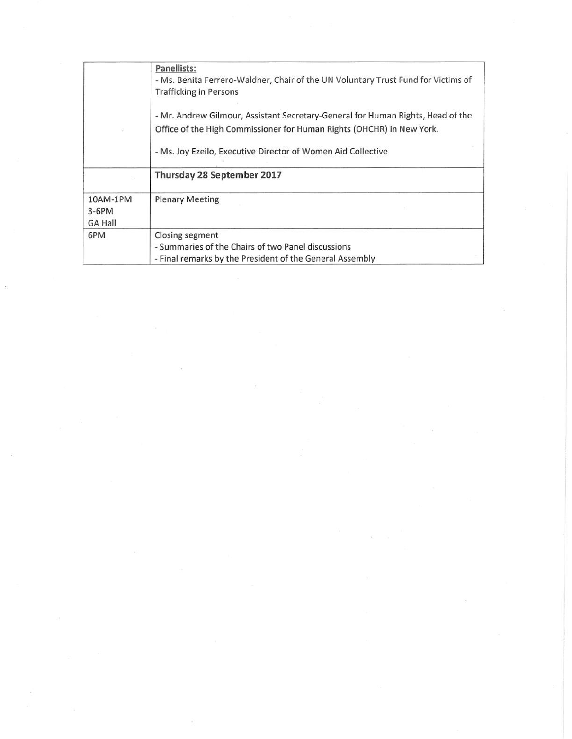| | |
|---|---|
| | **Panellists:**<br>- Ms. Benita Ferrero-Waldner, Chair of the UN Voluntary Trust Fund for Victims of Trafficking in Persons<br><br>- Mr. Andrew Gilmour, Assistant Secretary-General for Human Rights, Head of the Office of the High Commissioner for Human Rights (OHCHR) in New York.<br><br>- Ms. Joy Ezeilo, Executive Director of Women Aid Collective |
| | **Thursday 28 September 2017** |
| 10AM-1PM<br>3-6PM<br>GA Hall | Plenary Meeting |
| 6PM | Closing segment<br>- Summaries of the Chairs of two Panel discussions<br>- Final remarks by the President of the General Assembly |